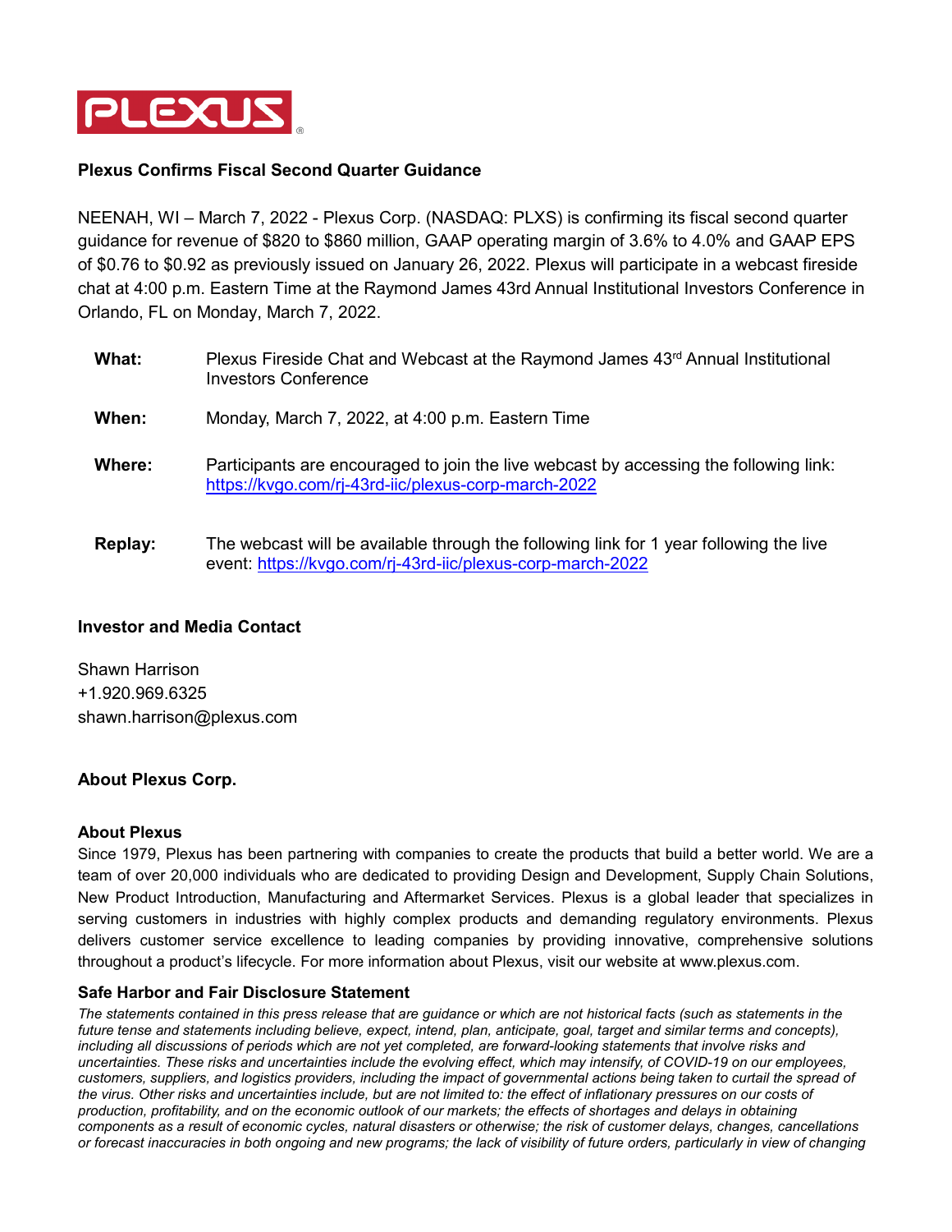PLEXUS

**Plexus Confirms Fiscal Second Quarter Guidance**

NEENAH, WI – March 7, 2022 - Plexus Corp. (NASDAQ: PLXS) is confirming its fiscal second quarter guidance for revenue of $820 to $860 million, GAAP operating margin of 3.6% to 4.0% and GAAP EPS of $0.76 to $0.92 as previously issued on January 26, 2022. Plexus will participate in a webcast fireside chat at 4:00 p.m. Eastern Time at the Raymond James 43rd Annual Institutional Investors Conference in Orlando, FL on Monday, March 7, 2022.

| | |
|---|---|
| **What:** | Plexus Fireside Chat and Webcast at the Raymond James 43rd Annual Institutional Investors Conference |
| **When:** | Monday, March 7, 2022, at 4:00 p.m. Eastern Time |
| **Where:** | Participants are encouraged to join the live webcast by accessing the following link: https://kvgo.com/rj-43rd-iic/plexus-corp-march-2022 |
| **Replay:** | The webcast will be available through the following link for 1 year following the live event: https://kvgo.com/rj-43rd-iic/plexus-corp-march-2022 |

**Investor and Media Contact**

Shawn Harrison
+1.920.969.6325
shawn.harrison@plexus.com

## About Plexus Corp.

**About Plexus**

Since 1979, Plexus has been partnering with companies to create the products that build a better world. We are a team of over 20,000 individuals who are dedicated to providing Design and Development, Supply Chain Solutions, New Product Introduction, Manufacturing and Aftermarket Services. Plexus is a global leader that specializes in serving customers in industries with highly complex products and demanding regulatory environments. Plexus delivers customer service excellence to leading companies by providing innovative, comprehensive solutions throughout a product's lifecycle. For more information about Plexus, visit our website at www.plexus.com.

**Safe Harbor and Fair Disclosure Statement**

*The statements contained in this press release that are guidance or which are not historical facts (such as statements in the future tense and statements including believe, expect, intend, plan, anticipate, goal, target and similar terms and concepts), including all discussions of periods which are not yet completed, are forward-looking statements that involve risks and uncertainties. These risks and uncertainties include the evolving effect, which may intensify, of COVID-19 on our employees, customers, suppliers, and logistics providers, including the impact of governmental actions being taken to curtail the spread of the virus. Other risks and uncertainties include, but are not limited to: the effect of inflationary pressures on our costs of production, profitability, and on the economic outlook of our markets; the effects of shortages and delays in obtaining components as a result of economic cycles, natural disasters or otherwise; the risk of customer delays, changes, cancellations or forecast inaccuracies in both ongoing and new programs; the lack of visibility of future orders, particularly in view of changing*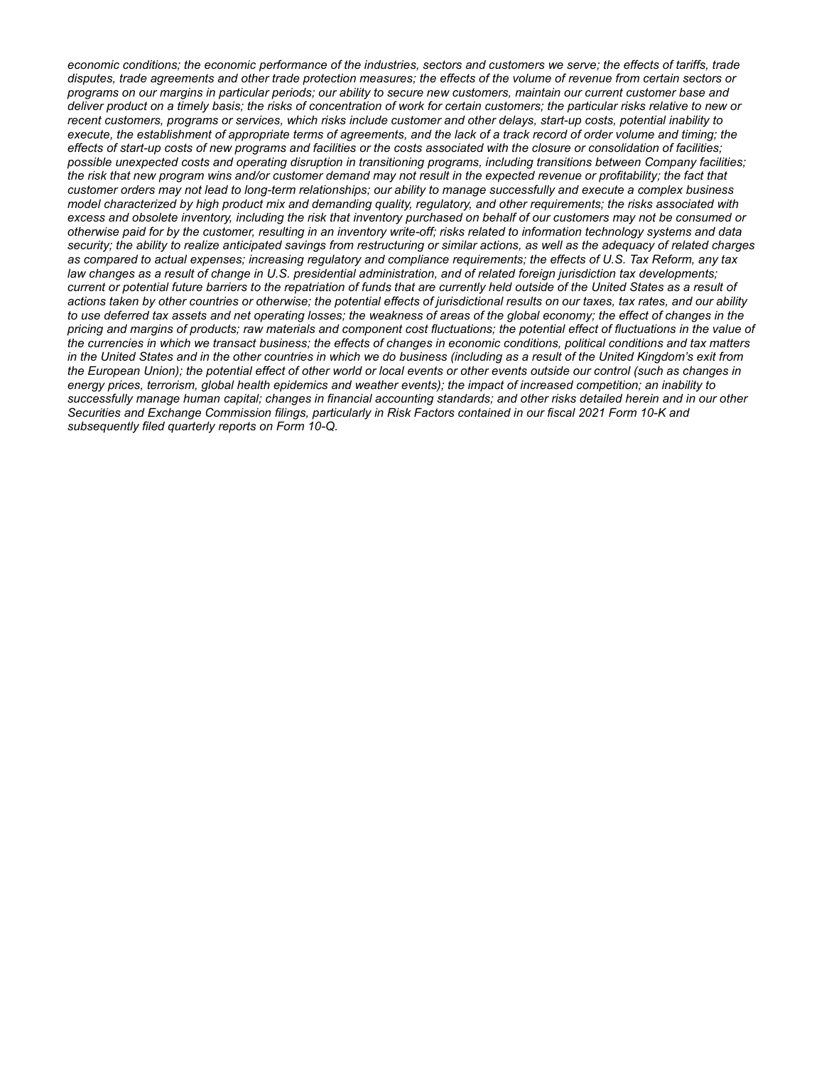*economic conditions; the economic performance of the industries, sectors and customers we serve; the effects of tariffs, trade disputes, trade agreements and other trade protection measures; the effects of the volume of revenue from certain sectors or programs on our margins in particular periods; our ability to secure new customers, maintain our current customer base and deliver product on a timely basis; the risks of concentration of work for certain customers; the particular risks relative to new or recent customers, programs or services, which risks include customer and other delays, start-up costs, potential inability to execute, the establishment of appropriate terms of agreements, and the lack of a track record of order volume and timing; the effects of start-up costs of new programs and facilities or the costs associated with the closure or consolidation of facilities; possible unexpected costs and operating disruption in transitioning programs, including transitions between Company facilities; the risk that new program wins and/or customer demand may not result in the expected revenue or profitability; the fact that customer orders may not lead to long-term relationships; our ability to manage successfully and execute a complex business model characterized by high product mix and demanding quality, regulatory, and other requirements; the risks associated with excess and obsolete inventory, including the risk that inventory purchased on behalf of our customers may not be consumed or otherwise paid for by the customer, resulting in an inventory write-off; risks related to information technology systems and data security; the ability to realize anticipated savings from restructuring or similar actions, as well as the adequacy of related charges as compared to actual expenses; increasing regulatory and compliance requirements; the effects of U.S. Tax Reform, any tax law changes as a result of change in U.S. presidential administration, and of related foreign jurisdiction tax developments; current or potential future barriers to the repatriation of funds that are currently held outside of the United States as a result of actions taken by other countries or otherwise; the potential effects of jurisdictional results on our taxes, tax rates, and our ability to use deferred tax assets and net operating losses; the weakness of areas of the global economy; the effect of changes in the pricing and margins of products; raw materials and component cost fluctuations; the potential effect of fluctuations in the value of the currencies in which we transact business; the effects of changes in economic conditions, political conditions and tax matters in the United States and in the other countries in which we do business (including as a result of the United Kingdom's exit from the European Union); the potential effect of other world or local events or other events outside our control (such as changes in energy prices, terrorism, global health epidemics and weather events); the impact of increased competition; an inability to successfully manage human capital; changes in financial accounting standards; and other risks detailed herein and in our other Securities and Exchange Commission filings, particularly in Risk Factors contained in our fiscal 2021 Form 10-K and subsequently filed quarterly reports on Form 10-Q.*